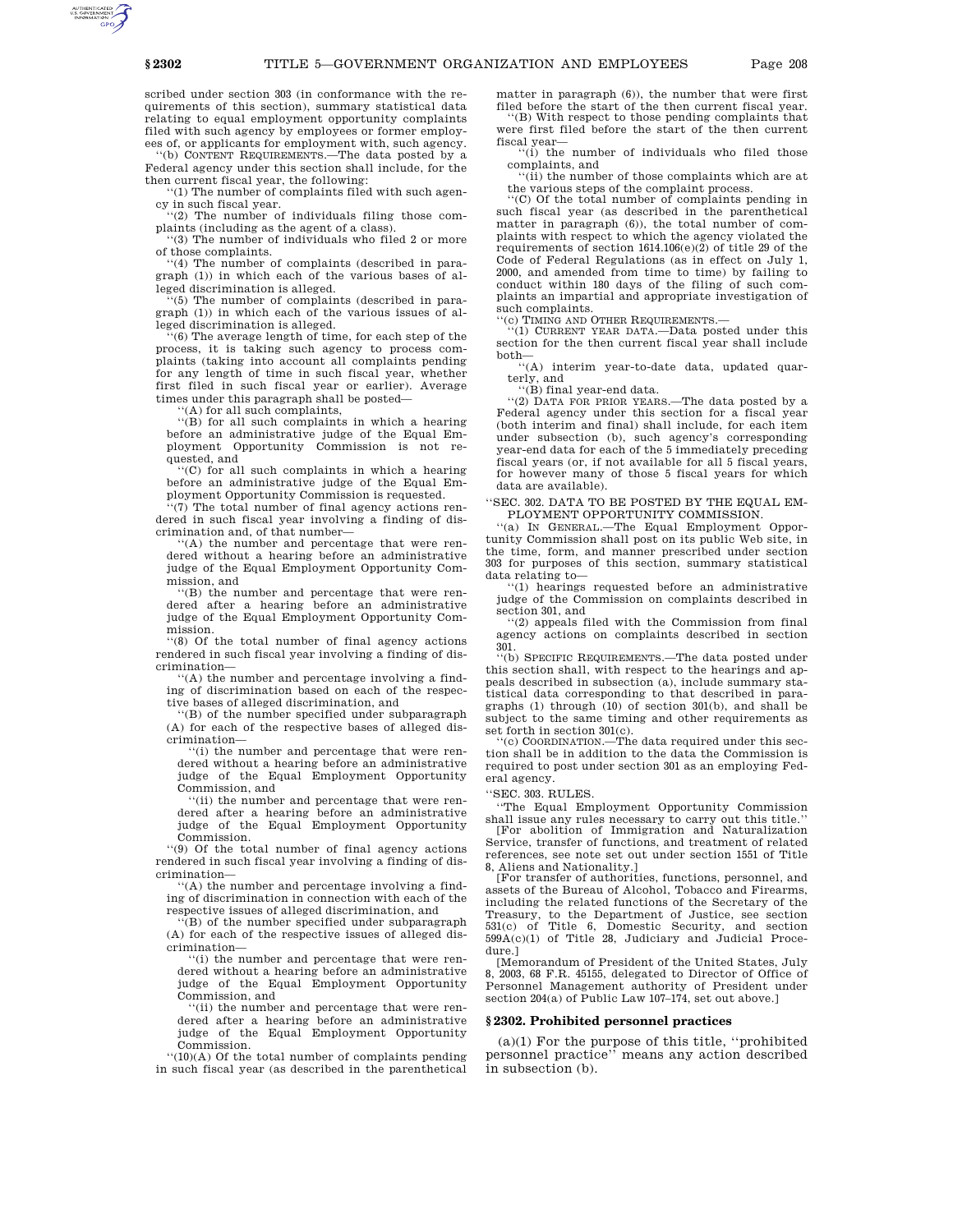scribed under section 303 (in conformance with the requirements of this section), summary statistical data relating to equal employment opportunity complaints filed with such agency by employees or former employees of, or applicants for employment with, such agency.

''(b) CONTENT REQUIREMENTS.—The data posted by a Federal agency under this section shall include, for the then current fiscal year, the following:

''(1) The number of complaints filed with such agency in such fiscal year.

''(2) The number of individuals filing those complaints (including as the agent of a class).

''(3) The number of individuals who filed 2 or more of those complaints.

''(4) The number of complaints (described in paragraph (1)) in which each of the various bases of alleged discrimination is alleged.

''(5) The number of complaints (described in paragraph (1)) in which each of the various issues of alleged discrimination is alleged.

''(6) The average length of time, for each step of the process, it is taking such agency to process complaints (taking into account all complaints pending for any length of time in such fiscal year, whether first filed in such fiscal year or earlier). Average times under this paragraph shall be posted—

''(A) for all such complaints,

''(B) for all such complaints in which a hearing before an administrative judge of the Equal Employment Opportunity Commission is not requested, and

''(C) for all such complaints in which a hearing before an administrative judge of the Equal Employment Opportunity Commission is requested.

''(7) The total number of final agency actions rendered in such fiscal year involving a finding of discrimination and, of that number—

''(A) the number and percentage that were rendered without a hearing before an administrative judge of the Equal Employment Opportunity Commission, and

''(B) the number and percentage that were rendered after a hearing before an administrative judge of the Equal Employment Opportunity Commission.

''(8) Of the total number of final agency actions rendered in such fiscal year involving a finding of discrimination—

''(A) the number and percentage involving a finding of discrimination based on each of the respective bases of alleged discrimination, and

''(B) of the number specified under subparagraph (A) for each of the respective bases of alleged discrimination—

''(i) the number and percentage that were rendered without a hearing before an administrative judge of the Equal Employment Opportunity Commission, and

''(ii) the number and percentage that were rendered after a hearing before an administrative judge of the Equal Employment Opportunity Commission.

''(9) Of the total number of final agency actions rendered in such fiscal year involving a finding of discrimination—

''(A) the number and percentage involving a finding of discrimination in connection with each of the respective issues of alleged discrimination, and

''(B) of the number specified under subparagraph (A) for each of the respective issues of alleged discrimination—

''(i) the number and percentage that were rendered without a hearing before an administrative judge of the Equal Employment Opportunity Commission, and

''(ii) the number and percentage that were rendered after a hearing before an administrative judge of the Equal Employment Opportunity Commission.

''(10)(A) Of the total number of complaints pending in such fiscal year (as described in the parenthetical matter in paragraph (6)), the number that were first filed before the start of the then current fiscal year.

''(B) With respect to those pending complaints that were first filed before the start of the then current fiscal year—

''(i) the number of individuals who filed those complaints, and

''(ii) the number of those complaints which are at the various steps of the complaint process.

''(C) Of the total number of complaints pending in such fiscal year (as described in the parenthetical matter in paragraph (6)), the total number of complaints with respect to which the agency violated the requirements of section 1614.106(e)(2) of title 29 of the Code of Federal Regulations (as in effect on July 1, 2000, and amended from time to time) by failing to conduct within 180 days of the filing of such complaints an impartial and appropriate investigation of such complaints.

''(c) TIMING AND OTHER REQUIREMENTS.—

''(1) CURRENT YEAR DATA.—Data posted under this section for the then current fiscal year shall include both—

''(A) interim year-to-date data, updated quarterly, and

''(B) final year-end data.

''(2) DATA FOR PRIOR YEARS.—The data posted by a Federal agency under this section for a fiscal year (both interim and final) shall include, for each item under subsection (b), such agency's corresponding year-end data for each of the 5 immediately preceding fiscal years (or, if not available for all 5 fiscal years, for however many of those 5 fiscal years for which data are available).

''SEC. 302. DATA TO BE POSTED BY THE EQUAL EMPLOYMENT OPPORTUNITY COMMISSION.

''(a) IN GENERAL.—The Equal Employment Opportunity Commission shall post on its public Web site, in the time, form, and manner prescribed under section 303 for purposes of this section, summary statistical data relating to—

''(1) hearings requested before an administrative judge of the Commission on complaints described in section 301, and

''(2) appeals filed with the Commission from final agency actions on complaints described in section 301.

''(b) SPECIFIC REQUIREMENTS.—The data posted under this section shall, with respect to the hearings and appeals described in subsection (a), include summary statistical data corresponding to that described in paragraphs (1) through (10) of section 301(b), and shall be subject to the same timing and other requirements as set forth in section 301(c).

''(c) COORDINATION.—The data required under this section shall be in addition to the data the Commission is required to post under section 301 as an employing Federal agency.

''SEC. 303. RULES.

''The Equal Employment Opportunity Commission shall issue any rules necessary to carry out this title.''

[For abolition of Immigration and Naturalization Service, transfer of functions, and treatment of related references, see note set out under section 1551 of Title 8, Aliens and Nationality.]

[For transfer of authorities, functions, personnel, and assets of the Bureau of Alcohol, Tobacco and Firearms, including the related functions of the Secretary of the Treasury, to the Department of Justice, see section 531(c) of Title 6, Domestic Security, and section 599A(c)(1) of Title 28, Judiciary and Judicial Procedure.]

[Memorandum of President of the United States, July 8, 2003, 68 F.R. 45155, delegated to Director of Office of Personnel Management authority of President under section 204(a) of Public Law 107–174, set out above.]

## § 2302. Prohibited personnel practices

(a)(1) For the purpose of this title, ''prohibited personnel practice'' means any action described in subsection (b).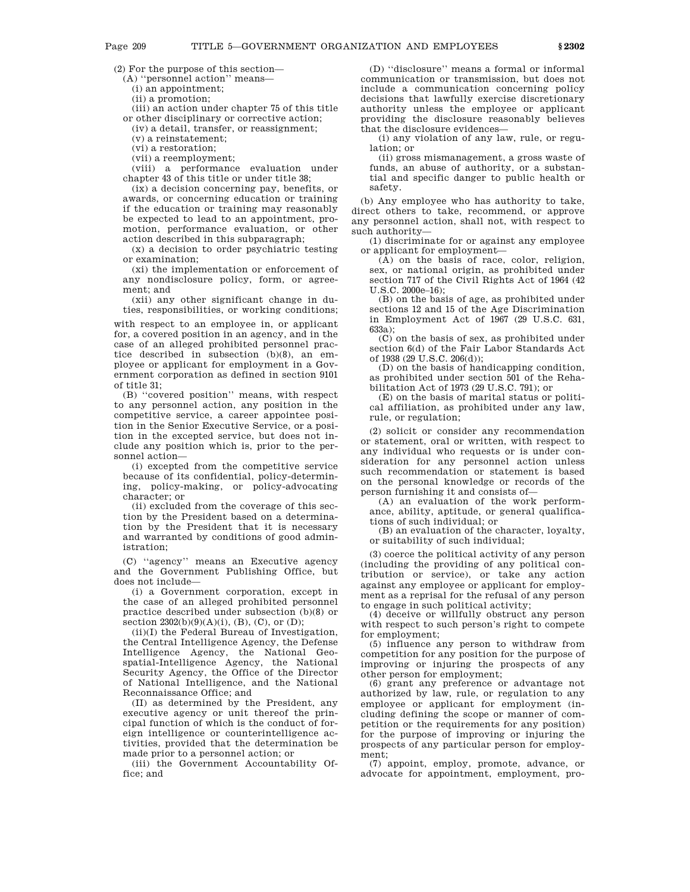(2) For the purpose of this section—

(A) ''personnel action'' means—

(i) an appointment;

(ii) a promotion;

(iii) an action under chapter 75 of this title or other disciplinary or corrective action;

(iv) a detail, transfer, or reassignment;

(v) a reinstatement;

(vi) a restoration;

(vii) a reemployment;

(viii) a performance evaluation under chapter 43 of this title or under title 38;

(ix) a decision concerning pay, benefits, or awards, or concerning education or training if the education or training may reasonably be expected to lead to an appointment, promotion, performance evaluation, or other action described in this subparagraph;

(x) a decision to order psychiatric testing or examination;

(xi) the implementation or enforcement of any nondisclosure policy, form, or agreement; and

(xii) any other significant change in duties, responsibilities, or working conditions;

with respect to an employee in, or applicant for, a covered position in an agency, and in the case of an alleged prohibited personnel practice described in subsection (b)(8), an employee or applicant for employment in a Government corporation as defined in section 9101 of title 31;

(B) ''covered position'' means, with respect to any personnel action, any position in the competitive service, a career appointee position in the Senior Executive Service, or a position in the excepted service, but does not include any position which is, prior to the personnel action—

(i) excepted from the competitive service because of its confidential, policy-determining, policy-making, or policy-advocating character; or

(ii) excluded from the coverage of this section by the President based on a determination by the President that it is necessary and warranted by conditions of good administration;

(C) ''agency'' means an Executive agency and the Government Publishing Office, but does not include—

(i) a Government corporation, except in the case of an alleged prohibited personnel practice described under subsection (b)(8) or section 2302(b)(9)(A)(i), (B), (C), or (D);

(ii)(I) the Federal Bureau of Investigation, the Central Intelligence Agency, the Defense Intelligence Agency, the National Geospatial-Intelligence Agency, the National Security Agency, the Office of the Director of National Intelligence, and the National Reconnaissance Office; and

(II) as determined by the President, any executive agency or unit thereof the principal function of which is the conduct of foreign intelligence or counterintelligence activities, provided that the determination be made prior to a personnel action; or

(iii) the Government Accountability Office; and

(D) ''disclosure'' means a formal or informal communication or transmission, but does not include a communication concerning policy decisions that lawfully exercise discretionary authority unless the employee or applicant providing the disclosure reasonably believes that the disclosure evidences—

(i) any violation of any law, rule, or regulation; or

(ii) gross mismanagement, a gross waste of funds, an abuse of authority, or a substantial and specific danger to public health or safety.

(b) Any employee who has authority to take, direct others to take, recommend, or approve any personnel action, shall not, with respect to such authority—

(1) discriminate for or against any employee or applicant for employment—

(A) on the basis of race, color, religion, sex, or national origin, as prohibited under section 717 of the Civil Rights Act of 1964 (42 U.S.C. 2000e–16);

(B) on the basis of age, as prohibited under sections 12 and 15 of the Age Discrimination in Employment Act of 1967 (29 U.S.C. 631, 633a);

(C) on the basis of sex, as prohibited under section 6(d) of the Fair Labor Standards Act of 1938 (29 U.S.C. 206(d));

(D) on the basis of handicapping condition, as prohibited under section 501 of the Rehabilitation Act of 1973 (29 U.S.C. 791); or

(E) on the basis of marital status or political affiliation, as prohibited under any law, rule, or regulation;

(2) solicit or consider any recommendation or statement, oral or written, with respect to any individual who requests or is under consideration for any personnel action unless such recommendation or statement is based on the personal knowledge or records of the person furnishing it and consists of—

(A) an evaluation of the work performance, ability, aptitude, or general qualifications of such individual; or

(B) an evaluation of the character, loyalty, or suitability of such individual;

(3) coerce the political activity of any person (including the providing of any political contribution or service), or take any action against any employee or applicant for employment as a reprisal for the refusal of any person to engage in such political activity;

(4) deceive or willfully obstruct any person with respect to such person's right to compete for employment;

(5) influence any person to withdraw from competition for any position for the purpose of improving or injuring the prospects of any other person for employment;

(6) grant any preference or advantage not authorized by law, rule, or regulation to any employee or applicant for employment (including defining the scope or manner of competition or the requirements for any position) for the purpose of improving or injuring the prospects of any particular person for employment;

(7) appoint, employ, promote, advance, or advocate for appointment, employment, pro-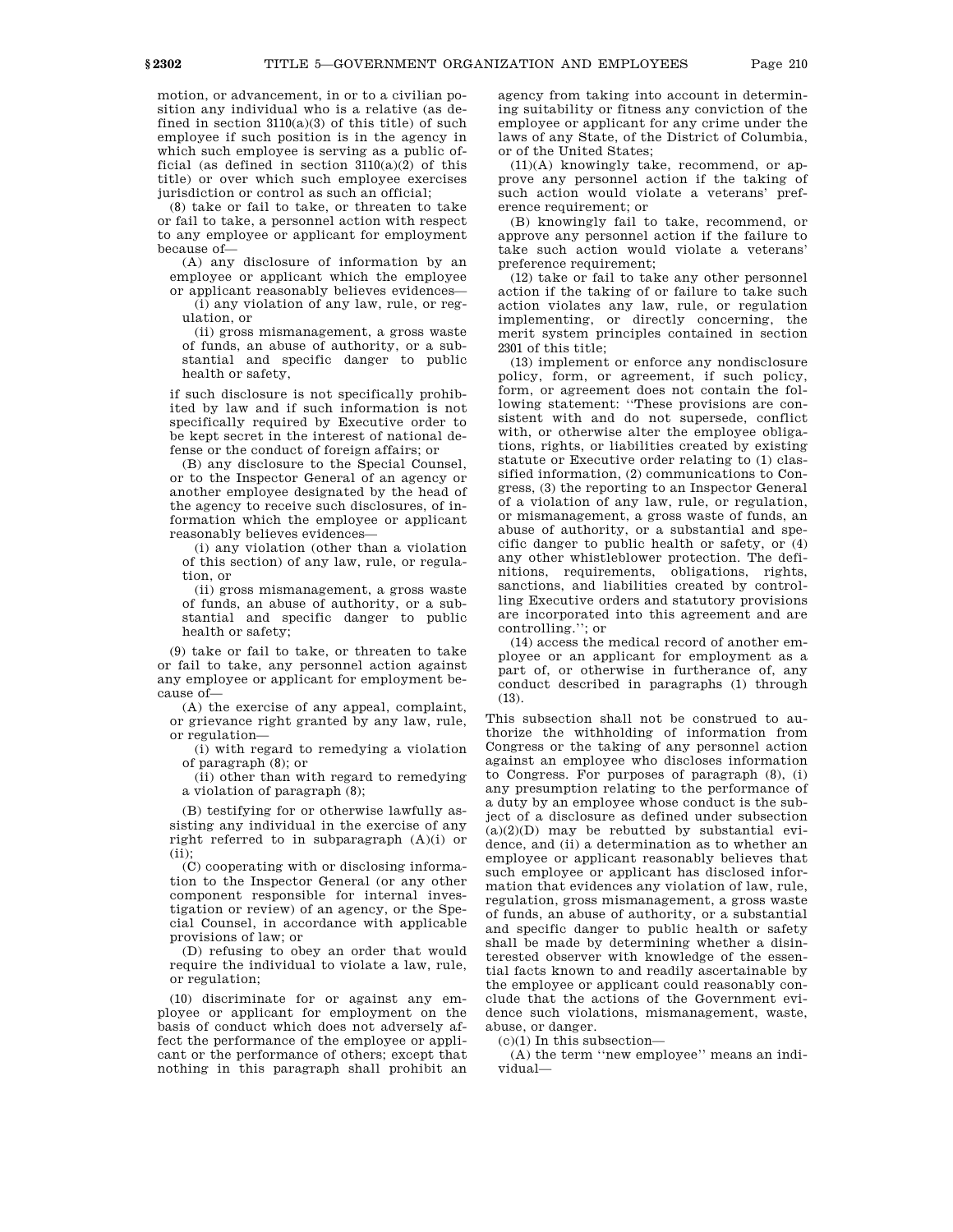motion, or advancement, in or to a civilian position any individual who is a relative (as defined in section 3110(a)(3) of this title) of such employee if such position is in the agency in which such employee is serving as a public official (as defined in section 3110(a)(2) of this title) or over which such employee exercises jurisdiction or control as such an official;

(8) take or fail to take, or threaten to take or fail to take, a personnel action with respect to any employee or applicant for employment because of—

(A) any disclosure of information by an employee or applicant which the employee or applicant reasonably believes evidences—

(i) any violation of any law, rule, or regulation, or

(ii) gross mismanagement, a gross waste of funds, an abuse of authority, or a substantial and specific danger to public health or safety,

if such disclosure is not specifically prohibited by law and if such information is not specifically required by Executive order to be kept secret in the interest of national defense or the conduct of foreign affairs; or

(B) any disclosure to the Special Counsel, or to the Inspector General of an agency or another employee designated by the head of the agency to receive such disclosures, of information which the employee or applicant reasonably believes evidences—

(i) any violation (other than a violation of this section) of any law, rule, or regulation, or

(ii) gross mismanagement, a gross waste of funds, an abuse of authority, or a substantial and specific danger to public health or safety;

(9) take or fail to take, or threaten to take or fail to take, any personnel action against any employee or applicant for employment because of—

(A) the exercise of any appeal, complaint, or grievance right granted by any law, rule, or regulation—

(i) with regard to remedying a violation of paragraph (8); or

(ii) other than with regard to remedying a violation of paragraph (8);

(B) testifying for or otherwise lawfully assisting any individual in the exercise of any right referred to in subparagraph (A)(i) or (ii);

(C) cooperating with or disclosing information to the Inspector General (or any other component responsible for internal investigation or review) of an agency, or the Special Counsel, in accordance with applicable provisions of law; or

(D) refusing to obey an order that would require the individual to violate a law, rule, or regulation;

(10) discriminate for or against any employee or applicant for employment on the basis of conduct which does not adversely affect the performance of the employee or applicant or the performance of others; except that nothing in this paragraph shall prohibit an agency from taking into account in determining suitability or fitness any conviction of the employee or applicant for any crime under the laws of any State, of the District of Columbia, or of the United States;

(11)(A) knowingly take, recommend, or approve any personnel action if the taking of such action would violate a veterans' preference requirement; or

(B) knowingly fail to take, recommend, or approve any personnel action if the failure to take such action would violate a veterans' preference requirement;

(12) take or fail to take any other personnel action if the taking of or failure to take such action violates any law, rule, or regulation implementing, or directly concerning, the merit system principles contained in section 2301 of this title;

(13) implement or enforce any nondisclosure policy, form, or agreement, if such policy, form, or agreement does not contain the following statement: "These provisions are consistent with and do not supersede, conflict with, or otherwise alter the employee obligations, rights, or liabilities created by existing statute or Executive order relating to (1) classified information, (2) communications to Congress, (3) the reporting to an Inspector General of a violation of any law, rule, or regulation, or mismanagement, a gross waste of funds, an abuse of authority, or a substantial and specific danger to public health or safety, or (4) any other whistleblower protection. The definitions, requirements, obligations, rights, sanctions, and liabilities created by controlling Executive orders and statutory provisions are incorporated into this agreement and are controlling."; or

(14) access the medical record of another employee or an applicant for employment as a part of, or otherwise in furtherance of, any conduct described in paragraphs (1) through (13).

This subsection shall not be construed to authorize the withholding of information from Congress or the taking of any personnel action against an employee who discloses information to Congress. For purposes of paragraph (8), (i) any presumption relating to the performance of a duty by an employee whose conduct is the subject of a disclosure as defined under subsection (a)(2)(D) may be rebutted by substantial evidence, and (ii) a determination as to whether an employee or applicant reasonably believes that such employee or applicant has disclosed information that evidences any violation of law, rule, regulation, gross mismanagement, a gross waste of funds, an abuse of authority, or a substantial and specific danger to public health or safety shall be made by determining whether a disinterested observer with knowledge of the essential facts known to and readily ascertainable by the employee or applicant could reasonably conclude that the actions of the Government evidence such violations, mismanagement, waste, abuse, or danger.

(c)(1) In this subsection—

(A) the term "new employee" means an individual—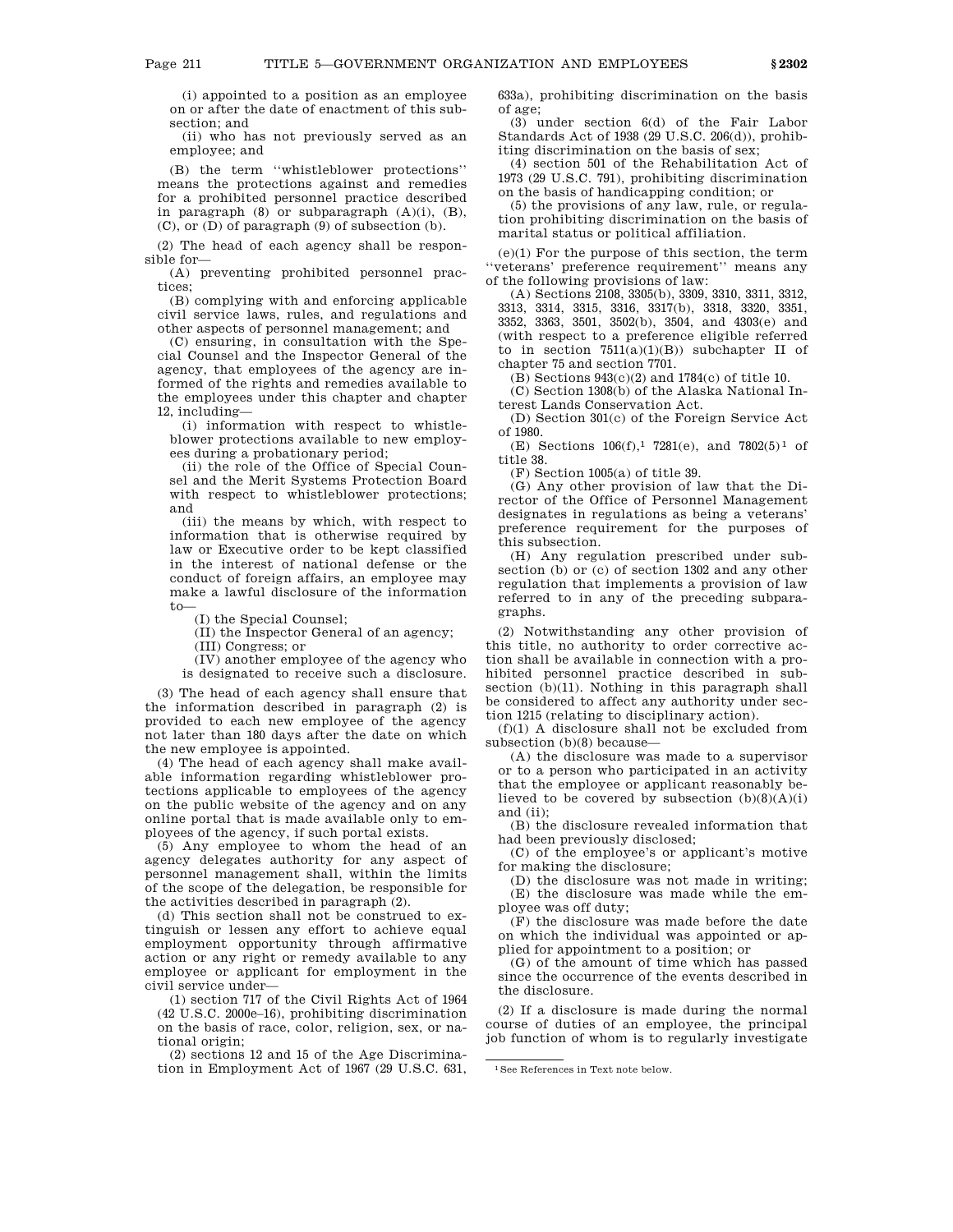(i) appointed to a position as an employee on or after the date of enactment of this subsection; and

(ii) who has not previously served as an employee; and

(B) the term ''whistleblower protections'' means the protections against and remedies for a prohibited personnel practice described in paragraph (8) or subparagraph (A)(i), (B), (C), or (D) of paragraph (9) of subsection (b).

(2) The head of each agency shall be responsible for—

(A) preventing prohibited personnel practices;

(B) complying with and enforcing applicable civil service laws, rules, and regulations and other aspects of personnel management; and

(C) ensuring, in consultation with the Special Counsel and the Inspector General of the agency, that employees of the agency are informed of the rights and remedies available to the employees under this chapter and chapter 12, including—

(i) information with respect to whistleblower protections available to new employees during a probationary period;

(ii) the role of the Office of Special Counsel and the Merit Systems Protection Board with respect to whistleblower protections; and

(iii) the means by which, with respect to information that is otherwise required by law or Executive order to be kept classified in the interest of national defense or the conduct of foreign affairs, an employee may make a lawful disclosure of the information to—

(I) the Special Counsel;

(II) the Inspector General of an agency;

(III) Congress; or

(IV) another employee of the agency who is designated to receive such a disclosure.

(3) The head of each agency shall ensure that the information described in paragraph (2) is provided to each new employee of the agency not later than 180 days after the date on which the new employee is appointed.

(4) The head of each agency shall make available information regarding whistleblower protections applicable to employees of the agency on the public website of the agency and on any online portal that is made available only to employees of the agency, if such portal exists.

(5) Any employee to whom the head of an agency delegates authority for any aspect of personnel management shall, within the limits of the scope of the delegation, be responsible for the activities described in paragraph (2).

(d) This section shall not be construed to extinguish or lessen any effort to achieve equal employment opportunity through affirmative action or any right or remedy available to any employee or applicant for employment in the civil service under—

(1) section 717 of the Civil Rights Act of 1964 (42 U.S.C. 2000e–16), prohibiting discrimination on the basis of race, color, religion, sex, or national origin;

(2) sections 12 and 15 of the Age Discrimination in Employment Act of 1967 (29 U.S.C. 631, 633a), prohibiting discrimination on the basis of age;

(3) under section 6(d) of the Fair Labor Standards Act of 1938 (29 U.S.C. 206(d)), prohibiting discrimination on the basis of sex;

(4) section 501 of the Rehabilitation Act of 1973 (29 U.S.C. 791), prohibiting discrimination on the basis of handicapping condition; or

(5) the provisions of any law, rule, or regulation prohibiting discrimination on the basis of marital status or political affiliation.

(e)(1) For the purpose of this section, the term ''veterans' preference requirement'' means any of the following provisions of law:

(A) Sections 2108, 3305(b), 3309, 3310, 3311, 3312, 3313, 3314, 3315, 3316, 3317(b), 3318, 3320, 3351, 3352, 3363, 3501, 3502(b), 3504, and 4303(e) and (with respect to a preference eligible referred to in section 7511(a)(1)(B)) subchapter II of chapter 75 and section 7701.

(B) Sections 943(c)(2) and 1784(c) of title 10.

(C) Section 1308(b) of the Alaska National Interest Lands Conservation Act.

(D) Section 301(c) of the Foreign Service Act of 1980.

(E) Sections 106(f),[1] 7281(e), and 7802(5)[1] of title 38.

(F) Section 1005(a) of title 39.

(G) Any other provision of law that the Director of the Office of Personnel Management designates in regulations as being a veterans' preference requirement for the purposes of this subsection.

(H) Any regulation prescribed under subsection (b) or (c) of section 1302 and any other regulation that implements a provision of law referred to in any of the preceding subparagraphs.

(2) Notwithstanding any other provision of this title, no authority to order corrective action shall be available in connection with a prohibited personnel practice described in subsection (b)(11). Nothing in this paragraph shall be considered to affect any authority under section 1215 (relating to disciplinary action).

(f)(1) A disclosure shall not be excluded from subsection (b)(8) because—

(A) the disclosure was made to a supervisor or to a person who participated in an activity that the employee or applicant reasonably believed to be covered by subsection (b)(8)(A)(i) and (ii);

(B) the disclosure revealed information that had been previously disclosed;

(C) of the employee's or applicant's motive for making the disclosure;

(D) the disclosure was not made in writing;

(E) the disclosure was made while the employee was off duty;

(F) the disclosure was made before the date on which the individual was appointed or applied for appointment to a position; or

(G) of the amount of time which has passed since the occurrence of the events described in the disclosure.

(2) If a disclosure is made during the normal course of duties of an employee, the principal job function of whom is to regularly investigate

[1] See References in Text note below.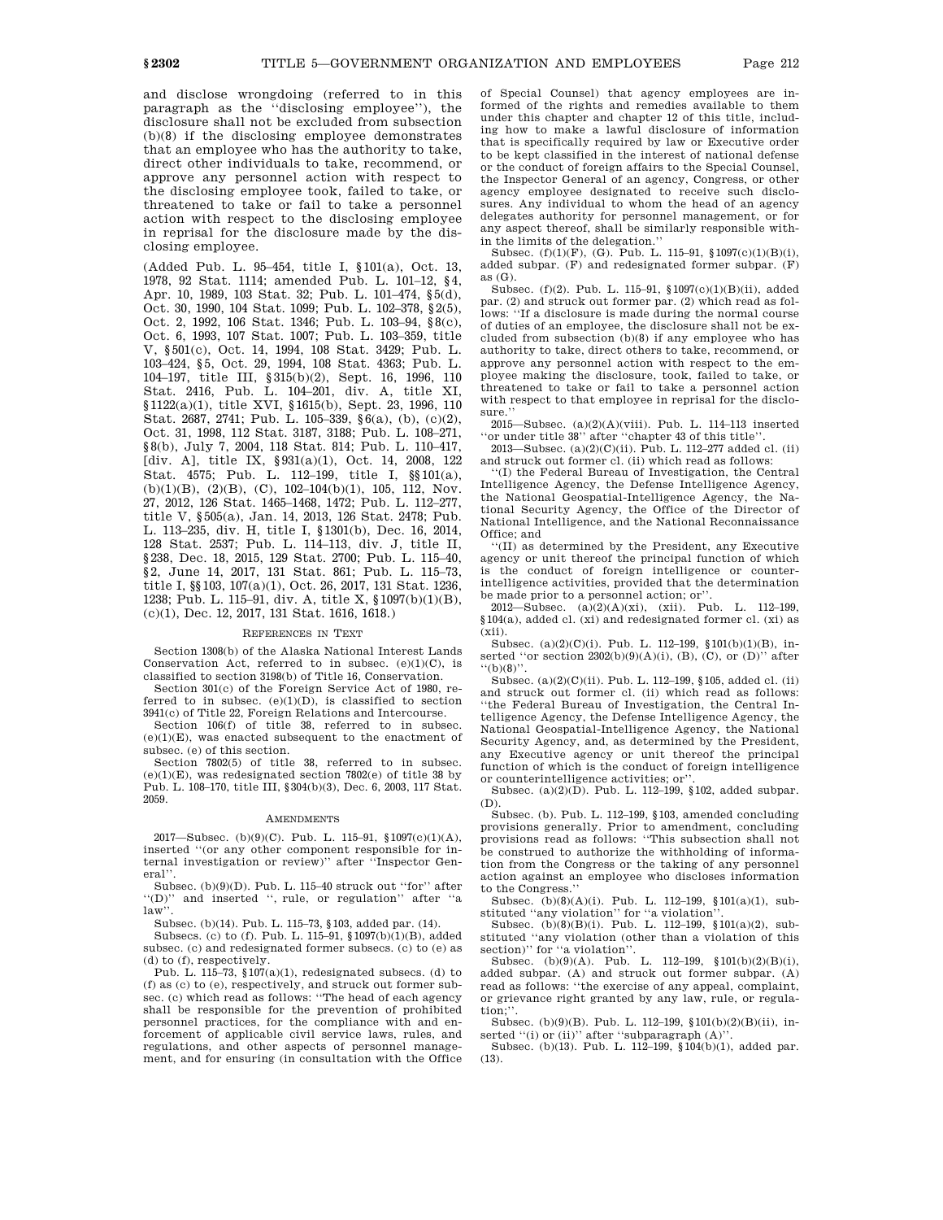and disclose wrongdoing (referred to in this paragraph as the "disclosing employee"), the disclosure shall not be excluded from subsection (b)(8) if the disclosing employee demonstrates that an employee who has the authority to take, direct other individuals to take, recommend, or approve any personnel action with respect to the disclosing employee took, failed to take, or threatened to take or fail to take a personnel action with respect to the disclosing employee in reprisal for the disclosure made by the disclosing employee.

(Added Pub. L. 95–454, title I, §101(a), Oct. 13, 1978, 92 Stat. 1114; amended Pub. L. 101–12, §4, Apr. 10, 1989, 103 Stat. 32; Pub. L. 101–474, §5(d), Oct. 30, 1990, 104 Stat. 1099; Pub. L. 102–378, §2(5), Oct. 2, 1992, 106 Stat. 1346; Pub. L. 103–94, §8(c), Oct. 6, 1993, 107 Stat. 1007; Pub. L. 103–359, title V, §501(c), Oct. 14, 1994, 108 Stat. 3429; Pub. L. 103–424, §5, Oct. 29, 1994, 108 Stat. 4363; Pub. L. 104–197, title III, §315(b)(2), Sept. 16, 1996, 110 Stat. 2416, Pub. L. 104–201, div. A, title XI, §1122(a)(1), title XVI, §1615(b), Sept. 23, 1996, 110 Stat. 2687, 2741; Pub. L. 105–339, §6(a), (b), (c)(2), Oct. 31, 1998, 112 Stat. 3187, 3188; Pub. L. 108–271, §8(b), July 7, 2004, 118 Stat. 814; Pub. L. 110–417, [div. A], title IX, §931(a)(1), Oct. 14, 2008, 122 Stat. 4575; Pub. L. 112–199, title I, §§101(a), (b)(1)(B), (2)(B), (C), 102–104(b)(1), 105, 112, Nov. 27, 2012, 126 Stat. 1465–1468, 1472; Pub. L. 112–277, title V, §505(a), Jan. 14, 2013, 126 Stat. 2478; Pub. L. 113–235, div. H, title I, §1301(b), Dec. 16, 2014, 128 Stat. 2537; Pub. L. 114–113, div. J, title II, §238, Dec. 18, 2015, 129 Stat. 2700; Pub. L. 115–40, §2, June 14, 2017, 131 Stat. 861; Pub. L. 115–73, title I, §§103, 107(a)(1), Oct. 26, 2017, 131 Stat. 1236, 1238; Pub. L. 115–91, div. A, title X, §1097(b)(1)(B), (c)(1), Dec. 12, 2017, 131 Stat. 1616, 1618.)

### References in Text

Section 1308(b) of the Alaska National Interest Lands Conservation Act, referred to in subsec. (e)(1)(C), is classified to section 3198(b) of Title 16, Conservation.

Section 301(c) of the Foreign Service Act of 1980, referred to in subsec. (e)(1)(D), is classified to section 3941(c) of Title 22, Foreign Relations and Intercourse.

Section 106(f) of title 38, referred to in subsec. (e)(1)(E), was enacted subsequent to the enactment of subsec. (e) of this section.

Section 7802(5) of title 38, referred to in subsec. (e)(1)(E), was redesignated section 7802(e) of title 38 by Pub. L. 108–170, title III, §304(b)(3), Dec. 6, 2003, 117 Stat. 2059.

### Amendments

2017—Subsec. (b)(9)(C). Pub. L. 115–91, §1097(c)(1)(A), inserted "(or any other component responsible for internal investigation or review)" after "Inspector General".

Subsec. (b)(9)(D). Pub. L. 115–40 struck out "for" after "(D)" and inserted ", rule, or regulation" after "a law".

Subsec. (b)(14). Pub. L. 115–73, §103, added par. (14).

Subsecs. (c) to (f). Pub. L. 115–91, §1097(b)(1)(B), added subsec. (c) and redesignated former subsecs. (c) to (e) as (d) to (f), respectively.

Pub. L. 115–73, §107(a)(1), redesignated subsecs. (d) to (f) as (c) to (e), respectively, and struck out former subsec. (c) which read as follows: "The head of each agency shall be responsible for the prevention of prohibited personnel practices, for the compliance with and enforcement of applicable civil service laws, rules, and regulations, and other aspects of personnel management, and for ensuring (in consultation with the Office of Special Counsel) that agency employees are informed of the rights and remedies available to them under this chapter and chapter 12 of this title, including how to make a lawful disclosure of information that is specifically required by law or Executive order to be kept classified in the interest of national defense or the conduct of foreign affairs to the Special Counsel, the Inspector General of an agency, Congress, or other agency employee designated to receive such disclosures. Any individual to whom the head of an agency delegates authority for personnel management, or for any aspect thereof, shall be similarly responsible within the limits of the delegation."

Subsec. (f)(1)(F), (G). Pub. L. 115–91, §1097(c)(1)(B)(i), added subpar. (F) and redesignated former subpar. (F) as (G).

Subsec. (f)(2). Pub. L. 115–91, §1097(c)(1)(B)(ii), added par. (2) and struck out former par. (2) which read as follows: "If a disclosure is made during the normal course of duties of an employee, the disclosure shall not be excluded from subsection (b)(8) if any employee who has authority to take, direct others to take, recommend, or approve any personnel action with respect to the employee making the disclosure, took, failed to take, or threatened to take or fail to take a personnel action with respect to that employee in reprisal for the disclosure."

2015—Subsec. (a)(2)(A)(viii). Pub. L. 114–113 inserted "or under title 38" after "chapter 43 of this title".

2013—Subsec. (a)(2)(C)(ii). Pub. L. 112–277 added cl. (ii) and struck out former cl. (ii) which read as follows:

"(I) the Federal Bureau of Investigation, the Central Intelligence Agency, the Defense Intelligence Agency, the National Geospatial-Intelligence Agency, the National Security Agency, the Office of the Director of National Intelligence, and the National Reconnaissance Office; and

"(II) as determined by the President, any Executive agency or unit thereof the principal function of which is the conduct of foreign intelligence or counterintelligence activities, provided that the determination be made prior to a personnel action; or".

2012—Subsec. (a)(2)(A)(xi), (xii). Pub. L. 112–199, §104(a), added cl. (xi) and redesignated former cl. (xi) as (xii).

Subsec. (a)(2)(C)(i). Pub. L. 112–199, §101(b)(1)(B), inserted "or section 2302(b)(9)(A)(i), (B), (C), or (D)" after "(b)(8)".

Subsec. (a)(2)(C)(ii). Pub. L. 112–199, §105, added cl. (ii) and struck out former cl. (ii) which read as follows: "the Federal Bureau of Investigation, the Central Intelligence Agency, the Defense Intelligence Agency, the National Geospatial-Intelligence Agency, the National Security Agency, and, as determined by the President, any Executive agency or unit thereof the principal function of which is the conduct of foreign intelligence or counterintelligence activities; or".

Subsec. (a)(2)(D). Pub. L. 112–199, §102, added subpar. (D).

Subsec. (b). Pub. L. 112–199, §103, amended concluding provisions generally. Prior to amendment, concluding provisions read as follows: "This subsection shall not be construed to authorize the withholding of information from the Congress or the taking of any personnel action against an employee who discloses information to the Congress."

Subsec. (b)(8)(A)(i). Pub. L. 112–199, §101(a)(1), substituted "any violation" for "a violation".

Subsec. (b)(8)(B)(i). Pub. L. 112–199, §101(a)(2), substituted "any violation (other than a violation of this section)" for "a violation".

Subsec. (b)(9)(A). Pub. L. 112–199, §101(b)(2)(B)(i), added subpar. (A) and struck out former subpar. (A) which read as follows: "the exercise of any appeal, complaint, or grievance right granted by any law, rule, or regulation;".

Subsec. (b)(9)(B). Pub. L. 112–199, §101(b)(2)(B)(ii), inserted "(i) or (ii)" after "subparagraph (A)".

Subsec. (b)(13). Pub. L. 112–199, §104(b)(1), added par. (13).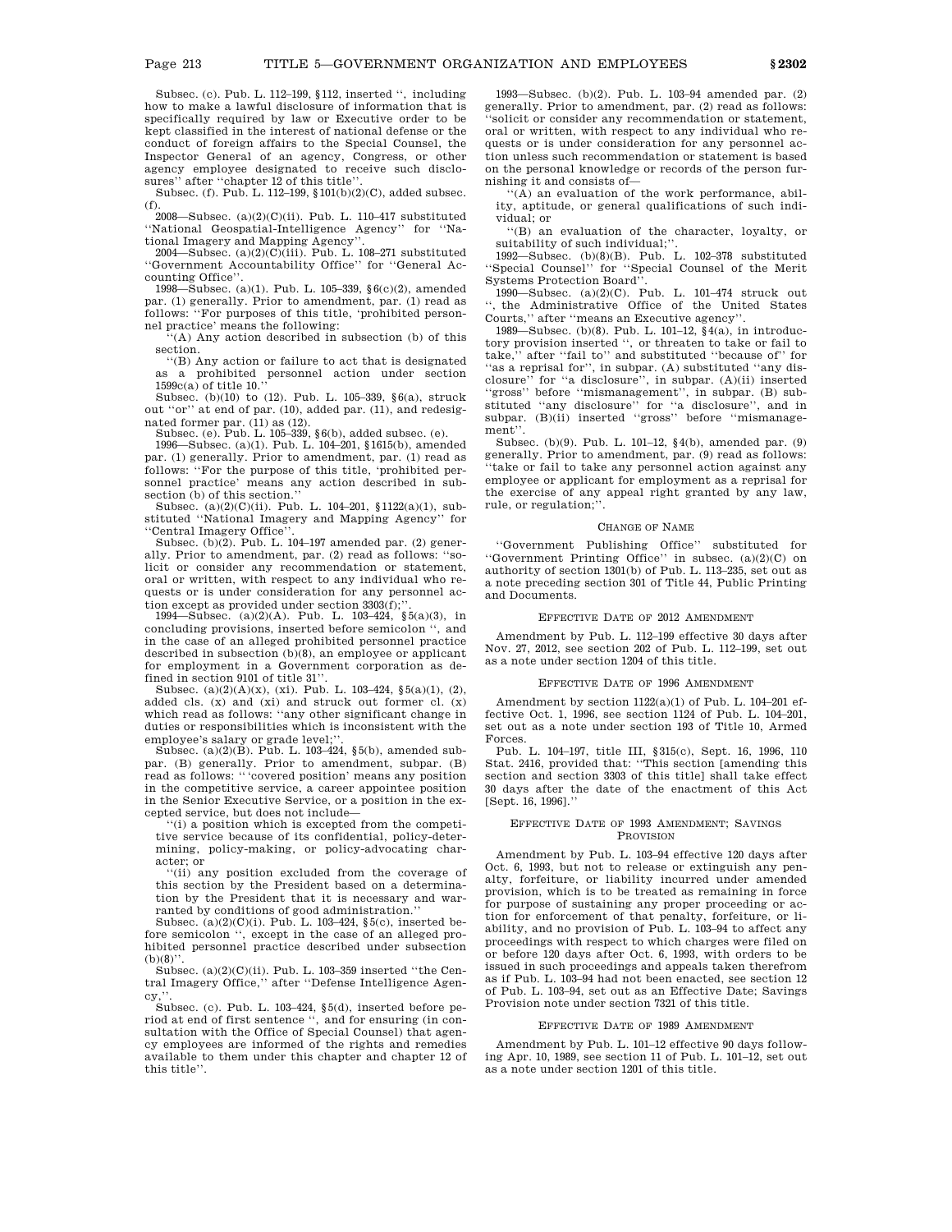Subsec. (c). Pub. L. 112–199, §112, inserted ", including how to make a lawful disclosure of information that is specifically required by law or Executive order to be kept classified in the interest of national defense or the conduct of foreign affairs to the Special Counsel, the Inspector General of an agency, Congress, or other agency employee designated to receive such disclosures" after "chapter 12 of this title".

Subsec. (f). Pub. L. 112–199, §101(b)(2)(C), added subsec. (f).

2008—Subsec. (a)(2)(C)(ii). Pub. L. 110–417 substituted "National Geospatial-Intelligence Agency" for "National Imagery and Mapping Agency".

2004—Subsec. (a)(2)(C)(iii). Pub. L. 108–271 substituted "Government Accountability Office" for "General Accounting Office".

1998—Subsec. (a)(1). Pub. L. 105–339, §6(c)(2), amended par. (1) generally. Prior to amendment, par. (1) read as follows: "For purposes of this title, 'prohibited personnel practice' means the following:

"(A) Any action described in subsection (b) of this section.

"(B) Any action or failure to act that is designated as a prohibited personnel action under section 1599c(a) of title 10."

Subsec. (b)(10) to (12). Pub. L. 105–339, §6(a), struck out "or" at end of par. (10), added par. (11), and redesignated former par. (11) as (12).

Subsec. (e). Pub. L. 105–339, §6(b), added subsec. (e).

1996—Subsec. (a)(1). Pub. L. 104–201, §1615(b), amended par. (1) generally. Prior to amendment, par. (1) read as follows: "For the purpose of this title, 'prohibited personnel practice' means any action described in subsection (b) of this section."

Subsec. (a)(2)(C)(ii). Pub. L. 104–201, §1122(a)(1), substituted "National Imagery and Mapping Agency" for "Central Imagery Office".

Subsec. (b)(2). Pub. L. 104–197 amended par. (2) generally. Prior to amendment, par. (2) read as follows: "solicit or consider any recommendation or statement, oral or written, with respect to any individual who requests or is under consideration for any personnel action except as provided under section 3303(f);".

1994—Subsec. (a)(2)(A). Pub. L. 103–424, §5(a)(3), in concluding provisions, inserted before semicolon ", and in the case of an alleged prohibited personnel practice described in subsection (b)(8), an employee or applicant for employment in a Government corporation as defined in section 9101 of title 31".

Subsec. (a)(2)(A)(x), (xi). Pub. L. 103–424, §5(a)(1), (2), added cls. (x) and (xi) and struck out former cl. (x) which read as follows: "any other significant change in duties or responsibilities which is inconsistent with the employee's salary or grade level;".

Subsec. (a)(2)(B). Pub. L. 103–424, §5(b), amended subpar. (B) generally. Prior to amendment, subpar. (B) read as follows: "'covered position' means any position in the competitive service, a career appointee position in the Senior Executive Service, or a position in the excepted service, but does not include—

"(i) a position which is excepted from the competitive service because of its confidential, policy-determining, policy-making, or policy-advocating character; or

"(ii) any position excluded from the coverage of this section by the President based on a determination by the President that it is necessary and warranted by conditions of good administration."

Subsec. (a)(2)(C)(i). Pub. L. 103–424, §5(c), inserted before semicolon ", except in the case of an alleged prohibited personnel practice described under subsection (b)(8)".

Subsec. (a)(2)(C)(ii). Pub. L. 103–359 inserted "the Central Imagery Office," after "Defense Intelligence Agency,".

Subsec. (c). Pub. L. 103–424, §5(d), inserted before period at end of first sentence ", and for ensuring (in consultation with the Office of Special Counsel) that agency employees are informed of the rights and remedies available to them under this chapter and chapter 12 of this title".

1993—Subsec. (b)(2). Pub. L. 103–94 amended par. (2) generally. Prior to amendment, par. (2) read as follows: "solicit or consider any recommendation or statement, oral or written, with respect to any individual who requests or is under consideration for any personnel action unless such recommendation or statement is based on the personal knowledge or records of the person furnishing it and consists of—

"(A) an evaluation of the work performance, ability, aptitude, or general qualifications of such individual; or

"(B) an evaluation of the character, loyalty, or suitability of such individual;".

1992—Subsec. (b)(8)(B). Pub. L. 102–378 substituted "Special Counsel" for "Special Counsel of the Merit Systems Protection Board".

1990—Subsec. (a)(2)(C). Pub. L. 101–474 struck out ", the Administrative Office of the United States Courts," after "means an Executive agency".

1989—Subsec. (b)(8). Pub. L. 101–12, §4(a), in introductory provision inserted ", or threaten to take or fail to take," after "fail to" and substituted "because of" for "as a reprisal for", in subpar. (A) substituted "any disclosure" for "a disclosure", in subpar. (A)(ii) inserted "gross" before "mismanagement", in subpar. (B) substituted "any disclosure" for "a disclosure", and in subpar. (B)(ii) inserted "gross" before "mismanagement".

Subsec. (b)(9). Pub. L. 101–12, §4(b), amended par. (9) generally. Prior to amendment, par. (9) read as follows: "take or fail to take any personnel action against any employee or applicant for employment as a reprisal for the exercise of any appeal right granted by any law, rule, or regulation;".

### Change of Name

"Government Publishing Office" substituted for "Government Printing Office" in subsec. (a)(2)(C) on authority of section 1301(b) of Pub. L. 113–235, set out as a note preceding section 301 of Title 44, Public Printing and Documents.

### Effective Date of 2012 Amendment

Amendment by Pub. L. 112–199 effective 30 days after Nov. 27, 2012, see section 202 of Pub. L. 112–199, set out as a note under section 1204 of this title.

### Effective Date of 1996 Amendment

Amendment by section 1122(a)(1) of Pub. L. 104–201 effective Oct. 1, 1996, see section 1124 of Pub. L. 104–201, set out as a note under section 193 of Title 10, Armed Forces.

Pub. L. 104–197, title III, §315(c), Sept. 16, 1996, 110 Stat. 2416, provided that: "This section [amending this section and section 3303 of this title] shall take effect 30 days after the date of the enactment of this Act [Sept. 16, 1996]."

### Effective Date of 1993 Amendment; Savings Provision

Amendment by Pub. L. 103–94 effective 120 days after Oct. 6, 1993, but not to release or extinguish any penalty, forfeiture, or liability incurred under amended provision, which is to be treated as remaining in force for purpose of sustaining any proper proceeding or action for enforcement of that penalty, forfeiture, or liability, and no provision of Pub. L. 103–94 to affect any proceedings with respect to which charges were filed on or before 120 days after Oct. 6, 1993, with orders to be issued in such proceedings and appeals taken therefrom as if Pub. L. 103–94 had not been enacted, see section 12 of Pub. L. 103–94, set out as an Effective Date; Savings Provision note under section 7321 of this title.

### Effective Date of 1989 Amendment

Amendment by Pub. L. 101–12 effective 90 days following Apr. 10, 1989, see section 11 of Pub. L. 101–12, set out as a note under section 1201 of this title.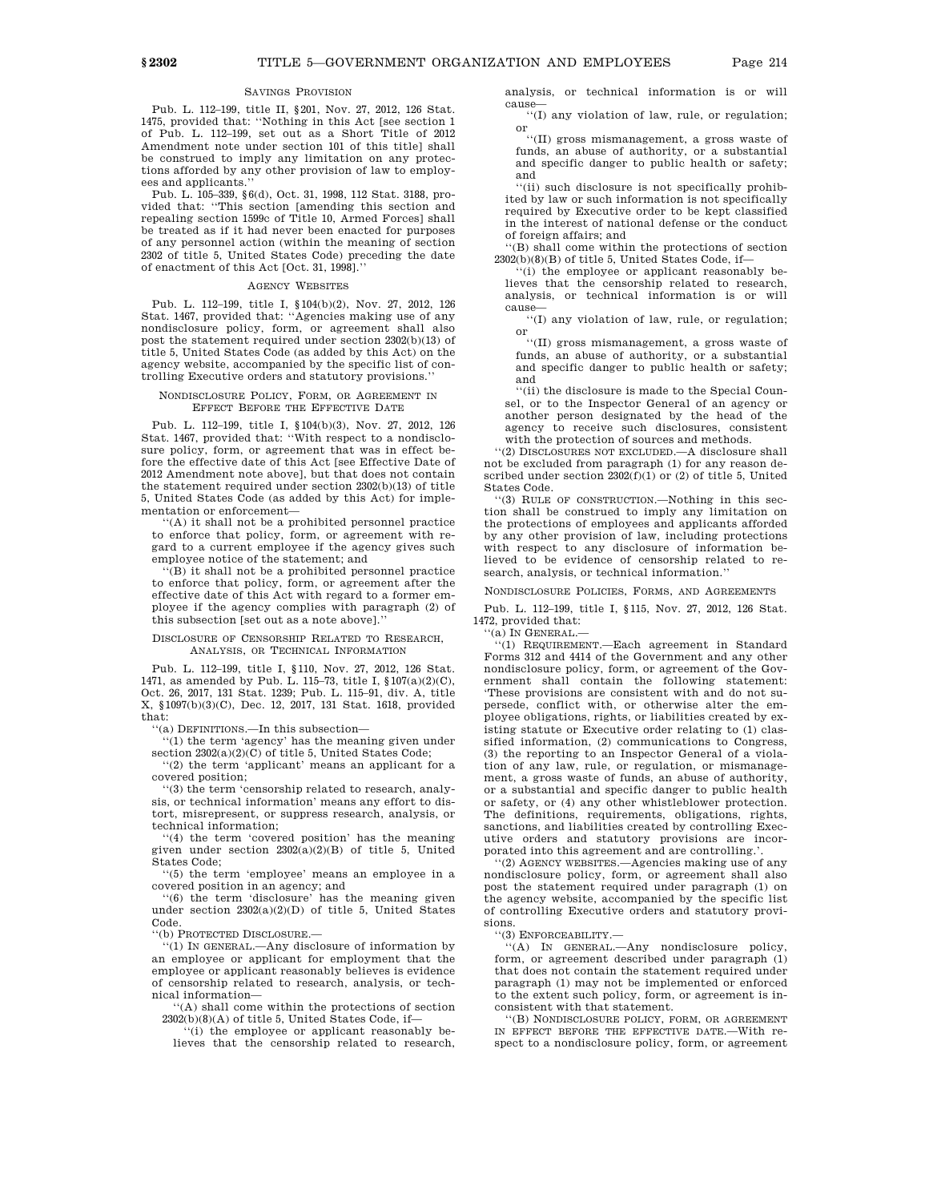### SAVINGS PROVISION

Pub. L. 112–199, title II, §201, Nov. 27, 2012, 126 Stat. 1475, provided that: ''Nothing in this Act [see section 1 of Pub. L. 112–199, set out as a Short Title of 2012 Amendment note under section 101 of this title] shall be construed to imply any limitation on any protections afforded by any other provision of law to employees and applicants.''

Pub. L. 105–339, §6(d), Oct. 31, 1998, 112 Stat. 3188, provided that: ''This section [amending this section and repealing section 1599c of Title 10, Armed Forces] shall be treated as if it had never been enacted for purposes of any personnel action (within the meaning of section 2302 of title 5, United States Code) preceding the date of enactment of this Act [Oct. 31, 1998].''

### AGENCY WEBSITES

Pub. L. 112–199, title I, §104(b)(2), Nov. 27, 2012, 126 Stat. 1467, provided that: ''Agencies making use of any nondisclosure policy, form, or agreement shall also post the statement required under section 2302(b)(13) of title 5, United States Code (as added by this Act) on the agency website, accompanied by the specific list of controlling Executive orders and statutory provisions.''

### NONDISCLOSURE POLICY, FORM, OR AGREEMENT IN EFFECT BEFORE THE EFFECTIVE DATE

Pub. L. 112–199, title I, §104(b)(3), Nov. 27, 2012, 126 Stat. 1467, provided that: ''With respect to a nondisclosure policy, form, or agreement that was in effect before the effective date of this Act [see Effective Date of 2012 Amendment note above], but that does not contain the statement required under section 2302(b)(13) of title 5, United States Code (as added by this Act) for implementation or enforcement—

''(A) it shall not be a prohibited personnel practice to enforce that policy, form, or agreement with regard to a current employee if the agency gives such employee notice of the statement; and

''(B) it shall not be a prohibited personnel practice to enforce that policy, form, or agreement after the effective date of this Act with regard to a former employee if the agency complies with paragraph (2) of this subsection [set out as a note above].''

### DISCLOSURE OF CENSORSHIP RELATED TO RESEARCH, ANALYSIS, OR TECHNICAL INFORMATION

Pub. L. 112–199, title I, §110, Nov. 27, 2012, 126 Stat. 1471, as amended by Pub. L. 115–73, title I, §107(a)(2)(C), Oct. 26, 2017, 131 Stat. 1239; Pub. L. 115–91, div. A, title X, §1097(b)(3)(C), Dec. 12, 2017, 131 Stat. 1618, provided that:

''(a) DEFINITIONS.—In this subsection—

''(1) the term 'agency' has the meaning given under section 2302(a)(2)(C) of title 5, United States Code;

''(2) the term 'applicant' means an applicant for a covered position;

''(3) the term 'censorship related to research, analysis, or technical information' means any effort to distort, misrepresent, or suppress research, analysis, or technical information;

''(4) the term 'covered position' has the meaning given under section 2302(a)(2)(B) of title 5, United States Code;

''(5) the term 'employee' means an employee in a covered position in an agency; and

''(6) the term 'disclosure' has the meaning given under section 2302(a)(2)(D) of title 5, United States Code.

''(b) PROTECTED DISCLOSURE.—

''(1) IN GENERAL.—Any disclosure of information by an employee or applicant for employment that the employee or applicant reasonably believes is evidence of censorship related to research, analysis, or technical information—

''(A) shall come within the protections of section 2302(b)(8)(A) of title 5, United States Code, if—

''(i) the employee or applicant reasonably believes that the censorship related to research, analysis, or technical information is or will cause—

''(I) any violation of law, rule, or regulation; or

''(II) gross mismanagement, a gross waste of funds, an abuse of authority, or a substantial and specific danger to public health or safety; and

''(ii) such disclosure is not specifically prohibited by law or such information is not specifically required by Executive order to be kept classified in the interest of national defense or the conduct of foreign affairs; and

''(B) shall come within the protections of section 2302(b)(8)(B) of title 5, United States Code, if—

''(i) the employee or applicant reasonably believes that the censorship related to research, analysis, or technical information is or will cause—

''(I) any violation of law, rule, or regulation; or

''(II) gross mismanagement, a gross waste of funds, an abuse of authority, or a substantial and specific danger to public health or safety; and

''(ii) the disclosure is made to the Special Counsel, or to the Inspector General of an agency or another person designated by the head of the agency to receive such disclosures, consistent with the protection of sources and methods.

''(2) DISCLOSURES NOT EXCLUDED.—A disclosure shall not be excluded from paragraph (1) for any reason described under section 2302(f)(1) or (2) of title 5, United States Code.

''(3) RULE OF CONSTRUCTION.—Nothing in this section shall be construed to imply any limitation on the protections of employees and applicants afforded by any other provision of law, including protections with respect to any disclosure of information believed to be evidence of censorship related to research, analysis, or technical information.''

### NONDISCLOSURE POLICIES, FORMS, AND AGREEMENTS

Pub. L. 112–199, title I, §115, Nov. 27, 2012, 126 Stat. 1472, provided that:

''(a) IN GENERAL.—

''(1) REQUIREMENT.—Each agreement in Standard Forms 312 and 4414 of the Government and any other nondisclosure policy, form, or agreement of the Government shall contain the following statement: 'These provisions are consistent with and do not supersede, conflict with, or otherwise alter the employee obligations, rights, or liabilities created by existing statute or Executive order relating to (1) classified information, (2) communications to Congress, (3) the reporting to an Inspector General of a violation of any law, rule, or regulation, or mismanagement, a gross waste of funds, an abuse of authority, or a substantial and specific danger to public health or safety, or (4) any other whistleblower protection. The definitions, requirements, obligations, rights, sanctions, and liabilities created by controlling Executive orders and statutory provisions are incorporated into this agreement and are controlling.'.

''(2) AGENCY WEBSITES.—Agencies making use of any nondisclosure policy, form, or agreement shall also post the statement required under paragraph (1) on the agency website, accompanied by the specific list of controlling Executive orders and statutory provisions.

''(3) ENFORCEABILITY.—

''(A) IN GENERAL.—Any nondisclosure policy, form, or agreement described under paragraph (1) that does not contain the statement required under paragraph (1) may not be implemented or enforced to the extent such policy, form, or agreement is inconsistent with that statement.

''(B) NONDISCLOSURE POLICY, FORM, OR AGREEMENT IN EFFECT BEFORE THE EFFECTIVE DATE.—With respect to a nondisclosure policy, form, or agreement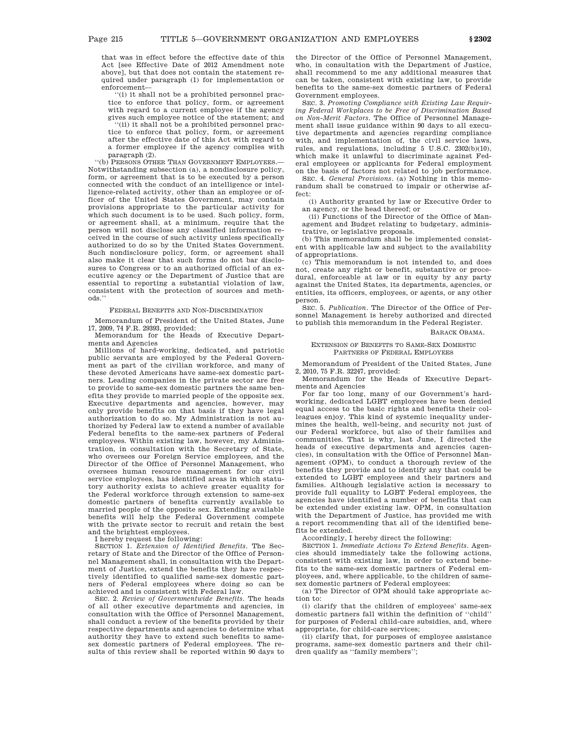that was in effect before the effective date of this Act [see Effective Date of 2012 Amendment note above], but that does not contain the statement required under paragraph (1) for implementation or enforcement—

"(i) it shall not be a prohibited personnel practice to enforce that policy, form, or agreement with regard to a current employee if the agency gives such employee notice of the statement; and

"(ii) it shall not be a prohibited personnel practice to enforce that policy, form, or agreement after the effective date of this Act with regard to a former employee if the agency complies with paragraph (2).

"(b) PERSONS OTHER THAN GOVERNMENT EMPLOYEES.—Notwithstanding subsection (a), a nondisclosure policy, form, or agreement that is to be executed by a person connected with the conduct of an intelligence or intelligence-related activity, other than an employee or officer of the United States Government, may contain provisions appropriate to the particular activity for which such document is to be used. Such policy, form, or agreement shall, at a minimum, require that the person will not disclose any classified information received in the course of such activity unless specifically authorized to do so by the United States Government. Such nondisclosure policy, form, or agreement shall also make it clear that such forms do not bar disclosures to Congress or to an authorized official of an executive agency or the Department of Justice that are essential to reporting a substantial violation of law, consistent with the protection of sources and methods."

FEDERAL BENEFITS AND NON-DISCRIMINATION

Memorandum of President of the United States, June 17, 2009, 74 F.R. 29393, provided:

Memorandum for the Heads of Executive Departments and Agencies

Millions of hard-working, dedicated, and patriotic public servants are employed by the Federal Government as part of the civilian workforce, and many of these devoted Americans have same-sex domestic partners. Leading companies in the private sector are free to provide to same-sex domestic partners the same benefits they provide to married people of the opposite sex. Executive departments and agencies, however, may only provide benefits on that basis if they have legal authorization to do so. My Administration is not authorized by Federal law to extend a number of available Federal benefits to the same-sex partners of Federal employees. Within existing law, however, my Administration, in consultation with the Secretary of State, who oversees our Foreign Service employees, and the Director of the Office of Personnel Management, who oversees human resource management for our civil service employees, has identified areas in which statutory authority exists to achieve greater equality for the Federal workforce through extension to same-sex domestic partners of benefits currently available to married people of the opposite sex. Extending available benefits will help the Federal Government compete with the private sector to recruit and retain the best and the brightest employees.

I hereby request the following:

SECTION 1. *Extension of Identified Benefits*. The Secretary of State and the Director of the Office of Personnel Management shall, in consultation with the Department of Justice, extend the benefits they have respectively identified to qualified same-sex domestic partners of Federal employees where doing so can be achieved and is consistent with Federal law.

SEC. 2. *Review of Governmentwide Benefits*. The heads of all other executive departments and agencies, in consultation with the Office of Personnel Management, shall conduct a review of the benefits provided by their respective departments and agencies to determine what authority they have to extend such benefits to same-sex domestic partners of Federal employees. The results of this review shall be reported within 90 days to the Director of the Office of Personnel Management, who, in consultation with the Department of Justice, shall recommend to me any additional measures that can be taken, consistent with existing law, to provide benefits to the same-sex domestic partners of Federal Government employees.

SEC. 3. *Promoting Compliance with Existing Law Requiring Federal Workplaces to be Free of Discrimination Based on Non-Merit Factors*. The Office of Personnel Management shall issue guidance within 90 days to all executive departments and agencies regarding compliance with, and implementation of, the civil service laws, rules, and regulations, including 5 U.S.C. 2302(b)(10), which make it unlawful to discriminate against Federal employees or applicants for Federal employment on the basis of factors not related to job performance.

SEC. 4. *General Provisions*. (a) Nothing in this memorandum shall be construed to impair or otherwise affect:

(i) Authority granted by law or Executive Order to an agency, or the head thereof; or

(ii) Functions of the Director of the Office of Management and Budget relating to budgetary, administrative, or legislative proposals.

(b) This memorandum shall be implemented consistent with applicable law and subject to the availability of appropriations.

(c) This memorandum is not intended to, and does not, create any right or benefit, substantive or procedural, enforceable at law or in equity by any party against the United States, its departments, agencies, or entities, its officers, employees, or agents, or any other person.

SEC. 5. *Publication*. The Director of the Office of Personnel Management is hereby authorized and directed to publish this memorandum in the Federal Register.

BARACK OBAMA.

EXTENSION OF BENEFITS TO SAME-SEX DOMESTIC PARTNERS OF FEDERAL EMPLOYEES

Memorandum of President of the United States, June 2, 2010, 75 F.R. 32247, provided:

Memorandum for the Heads of Executive Departments and Agencies

For far too long, many of our Government's hard-working, dedicated LGBT employees have been denied equal access to the basic rights and benefits their colleagues enjoy. This kind of systemic inequality undermines the health, well-being, and security not just of our Federal workforce, but also of their families and communities. That is why, last June, I directed the heads of executive departments and agencies (agencies), in consultation with the Office of Personnel Management (OPM), to conduct a thorough review of the benefits they provide and to identify any that could be extended to LGBT employees and their partners and families. Although legislative action is necessary to provide full equality to LGBT Federal employees, the agencies have identified a number of benefits that can be extended under existing law. OPM, in consultation with the Department of Justice, has provided me with a report recommending that all of the identified benefits be extended.

Accordingly, I hereby direct the following:

SECTION 1. *Immediate Actions To Extend Benefits*. Agencies should immediately take the following actions, consistent with existing law, in order to extend benefits to the same-sex domestic partners of Federal employees, and, where applicable, to the children of same-sex domestic partners of Federal employees:

(a) The Director of OPM should take appropriate action to:

(i) clarify that the children of employees' same-sex domestic partners fall within the definition of "child" for purposes of Federal child-care subsidies, and, where appropriate, for child-care services;

(ii) clarify that, for purposes of employee assistance programs, same-sex domestic partners and their children qualify as "family members";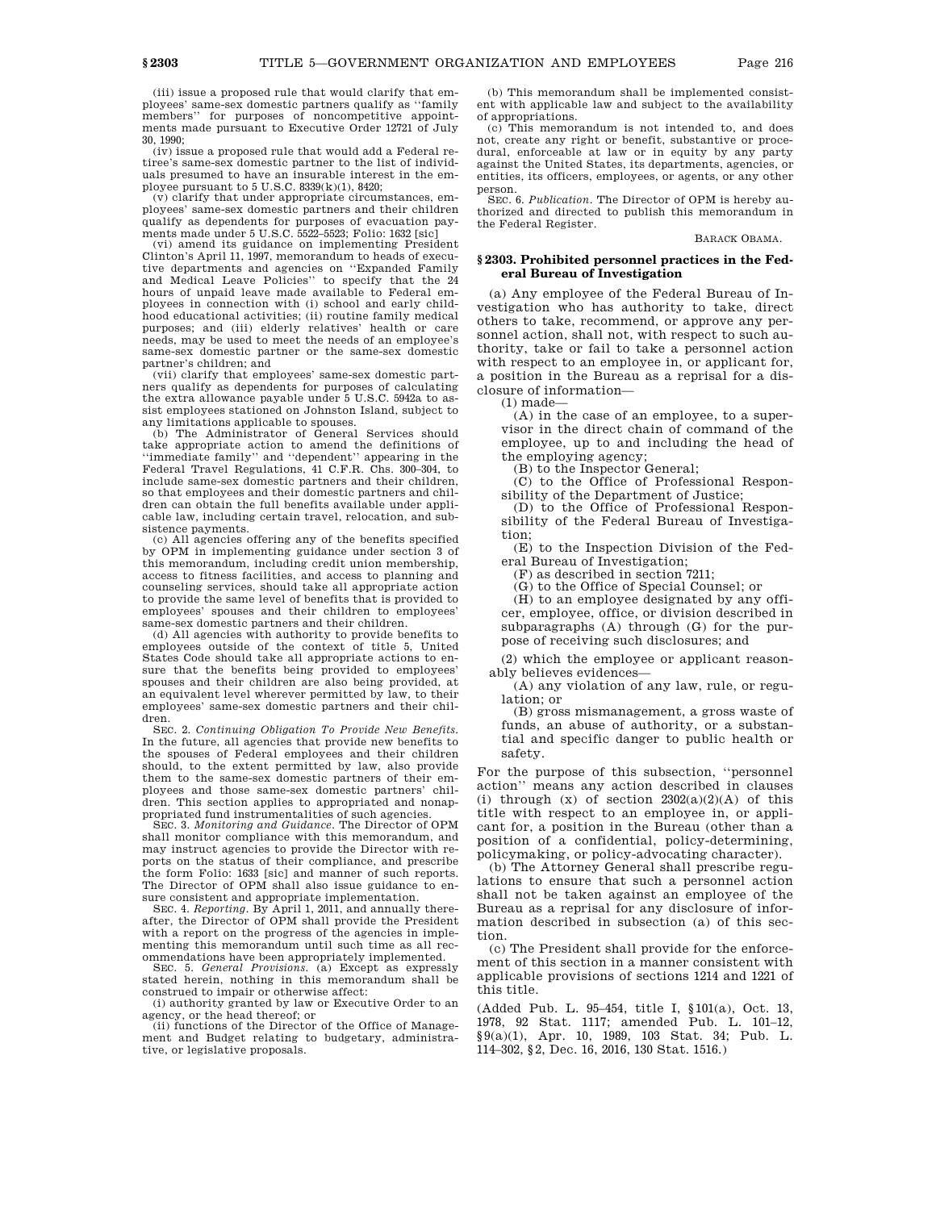(iii) issue a proposed rule that would clarify that employees' same-sex domestic partners qualify as ''family members'' for purposes of noncompetitive appointments made pursuant to Executive Order 12721 of July 30, 1990;

(iv) issue a proposed rule that would add a Federal retiree's same-sex domestic partner to the list of individuals presumed to have an insurable interest in the employee pursuant to 5 U.S.C. 8339(k)(1), 8420;

(v) clarify that under appropriate circumstances, employees' same-sex domestic partners and their children qualify as dependents for purposes of evacuation payments made under 5 U.S.C. 5522–5523; Folio: 1632 [sic]

(vi) amend its guidance on implementing President Clinton's April 11, 1997, memorandum to heads of executive departments and agencies on ''Expanded Family and Medical Leave Policies'' to specify that the 24 hours of unpaid leave made available to Federal employees in connection with (i) school and early childhood educational activities; (ii) routine family medical purposes; and (iii) elderly relatives' health or care needs, may be used to meet the needs of an employee's same-sex domestic partner or the same-sex domestic partner's children; and

(vii) clarify that employees' same-sex domestic partners qualify as dependents for purposes of calculating the extra allowance payable under 5 U.S.C. 5942a to assist employees stationed on Johnston Island, subject to any limitations applicable to spouses.

(b) The Administrator of General Services should take appropriate action to amend the definitions of ''immediate family'' and ''dependent'' appearing in the Federal Travel Regulations, 41 C.F.R. Chs. 300–304, to include same-sex domestic partners and their children, so that employees and their domestic partners and children can obtain the full benefits available under applicable law, including certain travel, relocation, and subsistence payments.

(c) All agencies offering any of the benefits specified by OPM in implementing guidance under section 3 of this memorandum, including credit union membership, access to fitness facilities, and access to planning and counseling services, should take all appropriate action to provide the same level of benefits that is provided to employees' spouses and their children to employees' same-sex domestic partners and their children.

(d) All agencies with authority to provide benefits to employees outside of the context of title 5, United States Code should take all appropriate actions to ensure that the benefits being provided to employees' spouses and their children are also being provided, at an equivalent level wherever permitted by law, to their employees' same-sex domestic partners and their children.

SEC. 2. *Continuing Obligation To Provide New Benefits.* In the future, all agencies that provide new benefits to the spouses of Federal employees and their children should, to the extent permitted by law, also provide them to the same-sex domestic partners of their employees and those same-sex domestic partners' children. This section applies to appropriated and nonappropriated fund instrumentalities of such agencies.

SEC. 3. *Monitoring and Guidance.* The Director of OPM shall monitor compliance with this memorandum, and may instruct agencies to provide the Director with reports on the status of their compliance, and prescribe the form Folio: 1633 [sic] and manner of such reports. The Director of OPM shall also issue guidance to ensure consistent and appropriate implementation.

SEC. 4. *Reporting.* By April 1, 2011, and annually thereafter, the Director of OPM shall provide the President with a report on the progress of the agencies in implementing this memorandum until such time as all recommendations have been appropriately implemented.

SEC. 5. *General Provisions.* (a) Except as expressly stated herein, nothing in this memorandum shall be construed to impair or otherwise affect:

(i) authority granted by law or Executive Order to an agency, or the head thereof; or

(ii) functions of the Director of the Office of Management and Budget relating to budgetary, administrative, or legislative proposals.

(b) This memorandum shall be implemented consistent with applicable law and subject to the availability of appropriations.

(c) This memorandum is not intended to, and does not, create any right or benefit, substantive or procedural, enforceable at law or in equity by any party against the United States, its departments, agencies, or entities, its officers, employees, or agents, or any other person.

SEC. 6. *Publication.* The Director of OPM is hereby authorized and directed to publish this memorandum in the Federal Register.

BARACK OBAMA.

## §2303. Prohibited personnel practices in the Federal Bureau of Investigation

(a) Any employee of the Federal Bureau of Investigation who has authority to take, direct others to take, recommend, or approve any personnel action, shall not, with respect to such authority, take or fail to take a personnel action with respect to an employee in, or applicant for, a position in the Bureau as a reprisal for a disclosure of information—

(1) made—

(A) in the case of an employee, to a supervisor in the direct chain of command of the employee, up to and including the head of the employing agency;

(B) to the Inspector General;

(C) to the Office of Professional Responsibility of the Department of Justice;

(D) to the Office of Professional Responsibility of the Federal Bureau of Investigation;

(E) to the Inspection Division of the Federal Bureau of Investigation;

(F) as described in section 7211;

(G) to the Office of Special Counsel; or

(H) to an employee designated by any officer, employee, office, or division described in subparagraphs (A) through (G) for the purpose of receiving such disclosures; and

(2) which the employee or applicant reasonably believes evidences—

(A) any violation of any law, rule, or regulation; or

(B) gross mismanagement, a gross waste of funds, an abuse of authority, or a substantial and specific danger to public health or safety.

For the purpose of this subsection, ''personnel action'' means any action described in clauses (i) through (x) of section 2302(a)(2)(A) of this title with respect to an employee in, or applicant for, a position in the Bureau (other than a position of a confidential, policy-determining, policymaking, or policy-advocating character).

(b) The Attorney General shall prescribe regulations to ensure that such a personnel action shall not be taken against an employee of the Bureau as a reprisal for any disclosure of information described in subsection (a) of this section.

(c) The President shall provide for the enforcement of this section in a manner consistent with applicable provisions of sections 1214 and 1221 of this title.

(Added Pub. L. 95–454, title I, §101(a), Oct. 13, 1978, 92 Stat. 1117; amended Pub. L. 101–12, §9(a)(1), Apr. 10, 1989, 103 Stat. 34; Pub. L. 114–302, §2, Dec. 16, 2016, 130 Stat. 1516.)